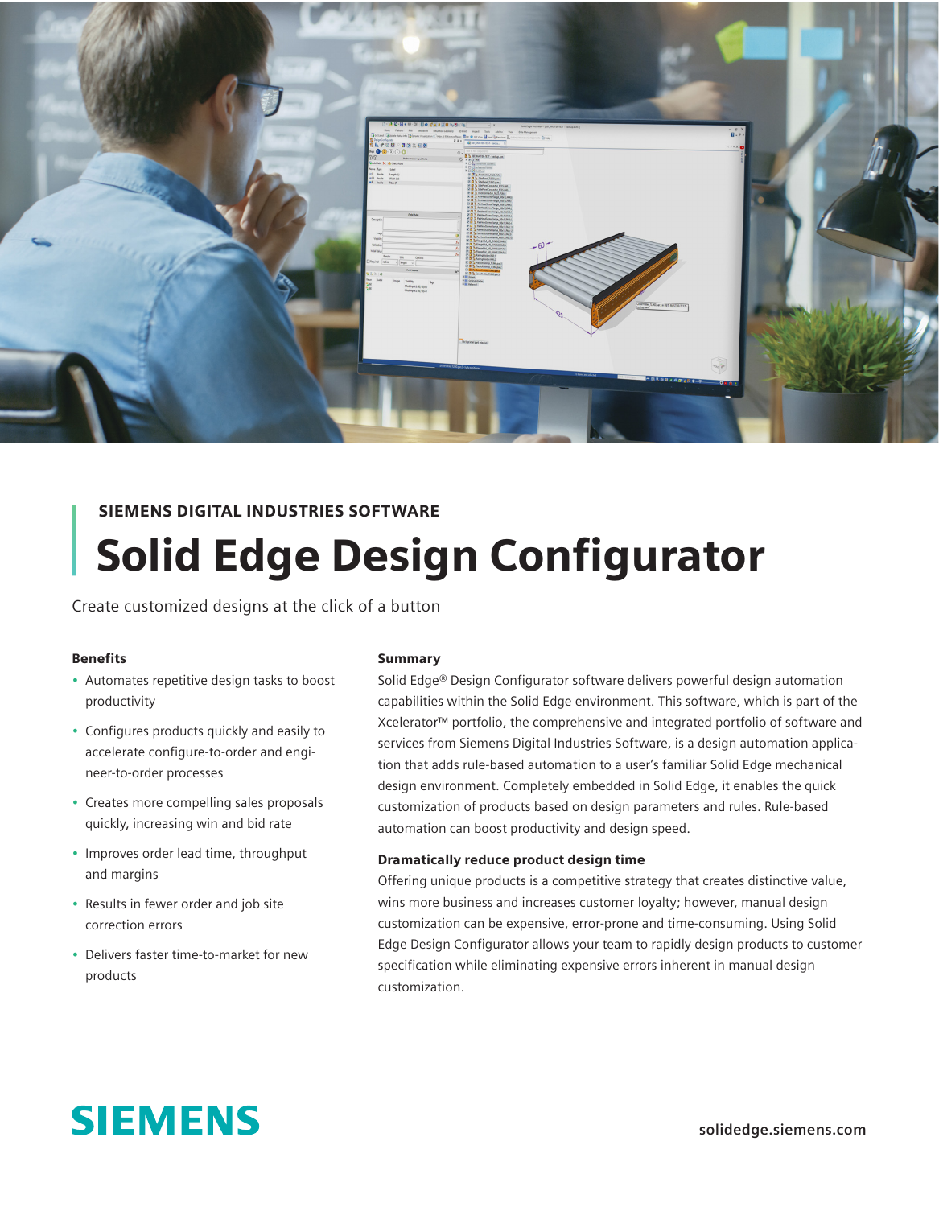SIEMENS DIGITAL INDUSTRIES SOFTWARE

# Solid Edge Design Configurator

Create customized designs at the click of a button

### Benefits

- Automates repetitive design tasks to boost productivity
- Configures products quickly and easily to accelerate configure-to-order and engineer-to-order processes
- Creates more compelling sales proposals quickly, increasing win and bid rate
- Improves order lead time, throughput and margins
- Results in fewer order and job site correction errors
- Delivers faster time-to-market for new products

### Summary

Solid Edge® Design Configurator software delivers powerful design automation capabilities within the Solid Edge environment. This software, which is part of the Xcelerator™ portfolio, the comprehensive and integrated portfolio of software and services from Siemens Digital Industries Software, is a design automation application that adds rule-based automation to a user's familiar Solid Edge mechanical design environment. Completely embedded in Solid Edge, it enables the quick customization of products based on design parameters and rules. Rule-based automation can boost productivity and design speed.

#### Dramatically reduce product design time

Offering unique products is a competitive strategy that creates distinctive value, wins more business and increases customer loyalty; however, manual design customization can be expensive, error-prone and time-consuming. Using Solid Edge Design Configurator allows your team to rapidly design products to customer specification while eliminating expensive errors inherent in manual design customization.

SIEMENS

solidedge.siemens.com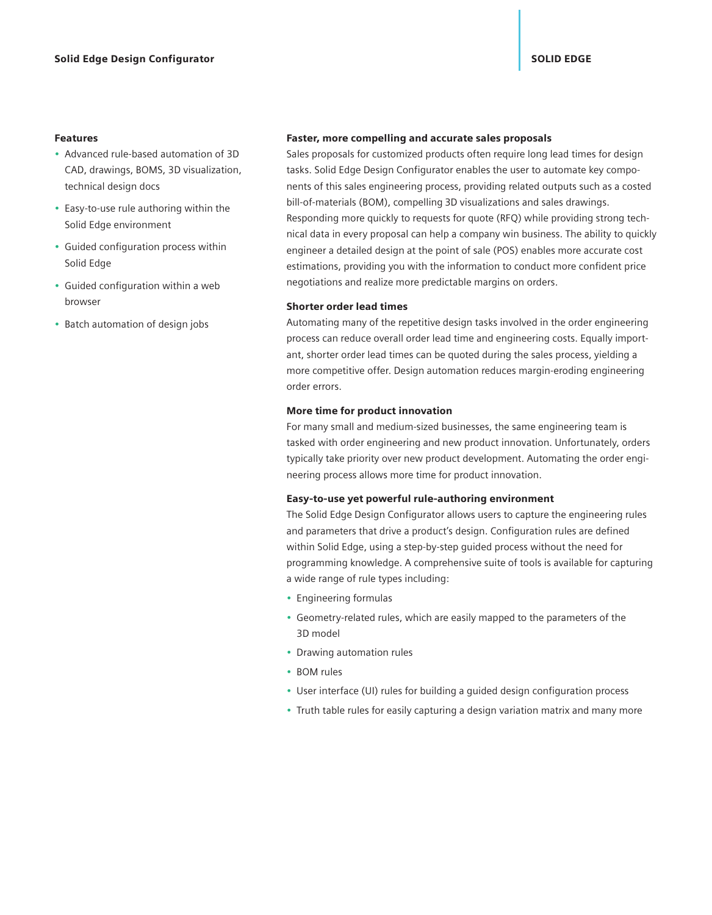### Features

- Advanced rule-based automation of 3D CAD, drawings, BOMS, 3D visualization, technical design docs
- Easy-to-use rule authoring within the Solid Edge environment
- Guided configuration process within Solid Edge
- Guided configuration within a web browser
- Batch automation of design jobs

### Faster, more compelling and accurate sales proposals

Sales proposals for customized products often require long lead times for design tasks. Solid Edge Design Configurator enables the user to automate key components of this sales engineering process, providing related outputs such as a costed bill-of-materials (BOM), compelling 3D visualizations and sales drawings. Responding more quickly to requests for quote (RFQ) while providing strong technical data in every proposal can help a company win business. The ability to quickly engineer a detailed design at the point of sale (POS) enables more accurate cost estimations, providing you with the information to conduct more confident price negotiations and realize more predictable margins on orders.

### Shorter order lead times

Automating many of the repetitive design tasks involved in the order engineering process can reduce overall order lead time and engineering costs. Equally important, shorter order lead times can be quoted during the sales process, yielding a more competitive offer. Design automation reduces margin-eroding engineering order errors.

### More time for product innovation

For many small and medium-sized businesses, the same engineering team is tasked with order engineering and new product innovation. Unfortunately, orders typically take priority over new product development. Automating the order engineering process allows more time for product innovation.

### Easy-to-use yet powerful rule-authoring environment

The Solid Edge Design Configurator allows users to capture the engineering rules and parameters that drive a product's design. Configuration rules are defined within Solid Edge, using a step-by-step guided process without the need for programming knowledge. A comprehensive suite of tools is available for capturing a wide range of rule types including:

- Engineering formulas
- Geometry-related rules, which are easily mapped to the parameters of the 3D model
- Drawing automation rules
- BOM rules
- User interface (UI) rules for building a guided design configuration process
- Truth table rules for easily capturing a design variation matrix and many more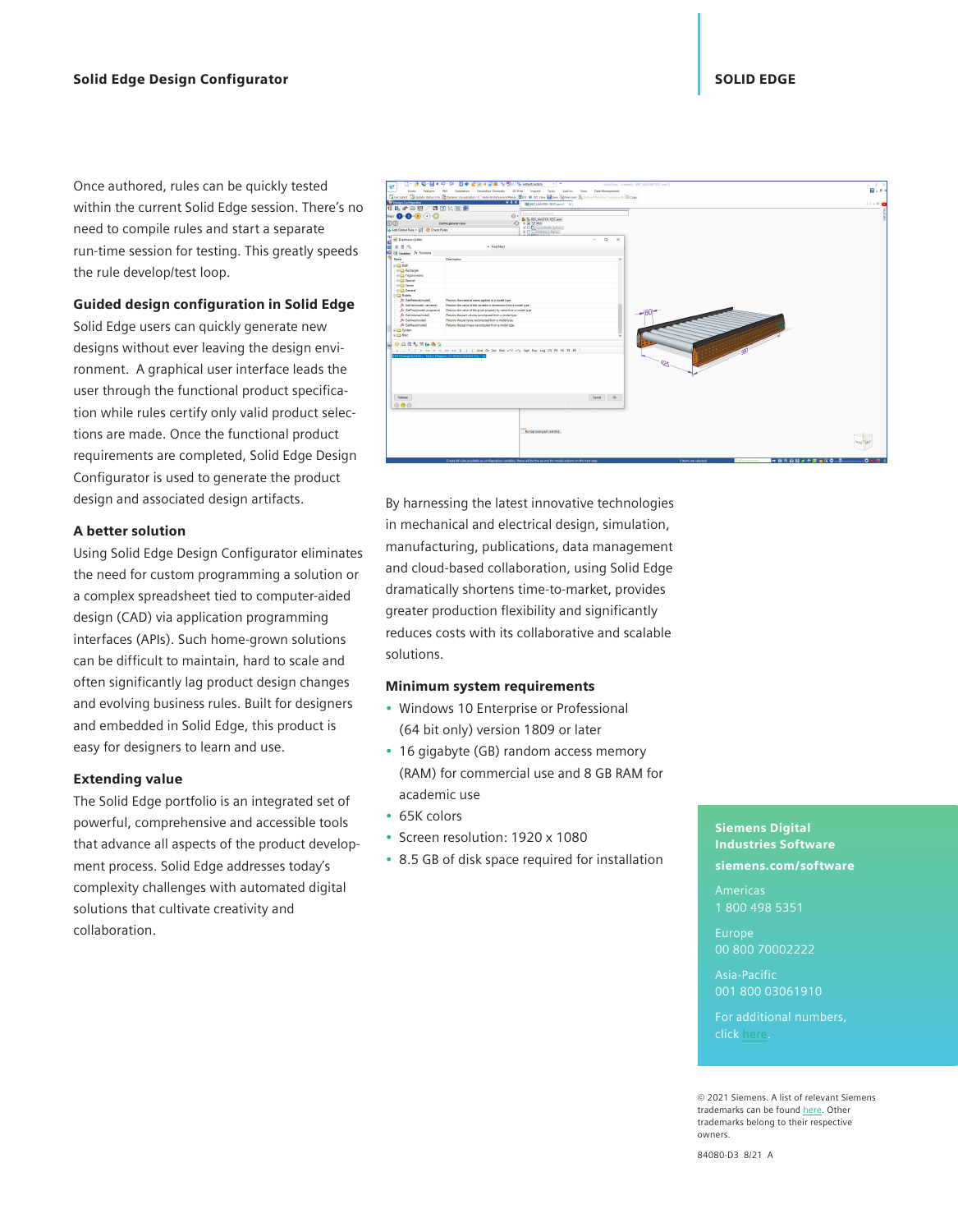Once authored, rules can be quickly tested within the current Solid Edge session. There's no need to compile rules and start a separate run-time session for testing. This greatly speeds the rule develop/test loop.

### Guided design configuration in Solid Edge

Solid Edge users can quickly generate new designs without ever leaving the design environment. A graphical user interface leads the user through the functional product specification while rules certify only valid product selections are made. Once the functional product requirements are completed, Solid Edge Design Configurator is used to generate the product design and associated design artifacts.

### A better solution

Using Solid Edge Design Configurator eliminates the need for custom programming a solution or a complex spreadsheet tied to computer-aided design (CAD) via application programming interfaces (APIs). Such home-grown solutions can be difficult to maintain, hard to scale and often significantly lag product design changes and evolving business rules. Built for designers and embedded in Solid Edge, this product is easy for designers to learn and use.

### Extending value

The Solid Edge portfolio is an integrated set of powerful, comprehensive and accessible tools that advance all aspects of the product development process. Solid Edge addresses today's complexity challenges with automated digital solutions that cultivate creativity and collaboration.

By harnessing the latest innovative technologies in mechanical and electrical design, simulation, manufacturing, publications, data management and cloud-based collaboration, using Solid Edge dramatically shortens time-to-market, provides greater production flexibility and significantly reduces costs with its collaborative and scalable solutions.

### Minimum system requirements

- Windows 10 Enterprise or Professional (64 bit only) version 1809 or later
- 16 gigabyte (GB) random access memory (RAM) for commercial use and 8 GB RAM for academic use
- 65K colors
- Screen resolution: 1920 x 1080
- 8.5 GB of disk space required for installation

**Siemens Digital Industries Software**

**siemens.com/software**

Americas
1 800 498 5351

Europe
00 800 70002222

Asia-Pacific
001 800 03061910

For additional numbers, click here.

© 2021 Siemens. A list of relevant Siemens trademarks can be found here. Other trademarks belong to their respective owners.

84080-D3 8/21 A